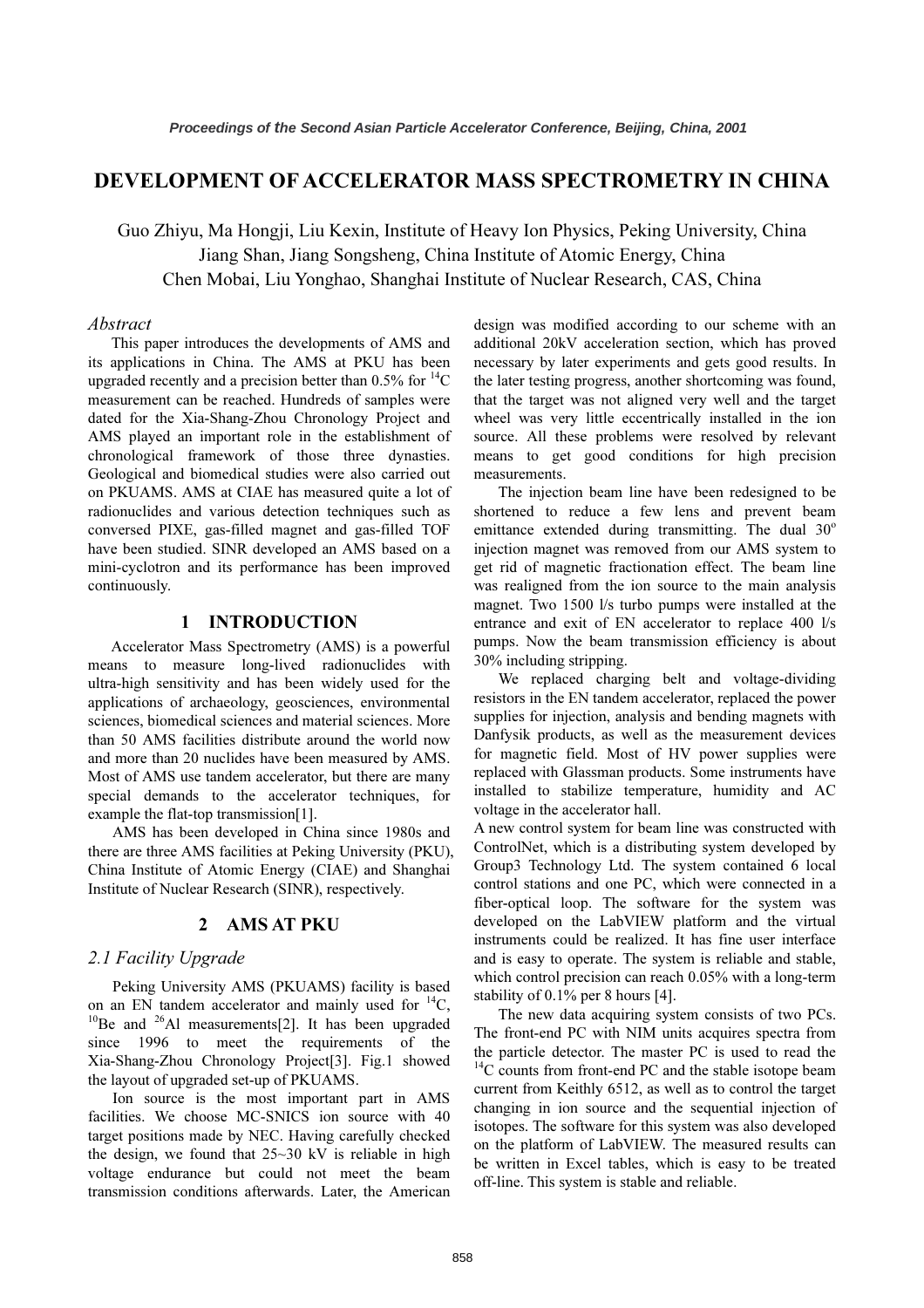# DEVELOPMENT OF ACCELERATOR MASS SPECTROMETRY IN CHINA

Guo Zhiyu, Ma Hongji, Liu Kexin, Institute of Heavy Ion Physics, Peking University, China
Jiang Shan, Jiang Songsheng, China Institute of Atomic Energy, China
Chen Mobai, Liu Yonghao, Shanghai Institute of Nuclear Research, CAS, China

### *Abstract*

This paper introduces the developments of AMS and its applications in China. The AMS at PKU has been upgraded recently and a precision better than 0.5% for $^{14}C$ measurement can be reached. Hundreds of samples were dated for the Xia-Shang-Zhou Chronology Project and AMS played an important role in the establishment of chronological framework of those three dynasties. Geological and biomedical studies were also carried out on PKUAMS. AMS at CIAE has measured quite a lot of radionuclides and various detection techniques such as conversed PIXE, gas-filled magnet and gas-filled TOF have been studied. SINR developed an AMS based on a mini-cyclotron and its performance has been improved continuously.

## 1 INTRODUCTION

Accelerator Mass Spectrometry (AMS) is a powerful means to measure long-lived radionuclides with ultra-high sensitivity and has been widely used for the applications of archaeology, geosciences, environmental sciences, biomedical sciences and material sciences. More than 50 AMS facilities distribute around the world now and more than 20 nuclides have been measured by AMS. Most of AMS use tandem accelerator, but there are many special demands to the accelerator techniques, for example the flat-top transmission[1].

AMS has been developed in China since 1980s and there are three AMS facilities at Peking University (PKU), China Institute of Atomic Energy (CIAE) and Shanghai Institute of Nuclear Research (SINR), respectively.

## 2 AMS AT PKU

### *2.1 Facility Upgrade*

Peking University AMS (PKUAMS) facility is based on an EN tandem accelerator and mainly used for $^{14}C$, $^{10}Be$ and $^{26}Al$ measurements[2]. It has been upgraded since 1996 to meet the requirements of the Xia-Shang-Zhou Chronology Project[3]. Fig.1 showed the layout of upgraded set-up of PKUAMS.

Ion source is the most important part in AMS facilities. We choose MC-SNICS ion source with 40 target positions made by NEC. Having carefully checked the design, we found that 25~30 kV is reliable in high voltage endurance but could not meet the beam transmission conditions afterwards. Later, the American design was modified according to our scheme with an additional 20kV acceleration section, which has proved necessary by later experiments and gets good results. In the later testing progress, another shortcoming was found, that the target was not aligned very well and the target wheel was very little eccentrically installed in the ion source. All these problems were resolved by relevant means to get good conditions for high precision measurements.

The injection beam line have been redesigned to be shortened to reduce a few lens and prevent beam emittance extended during transmitting. The dual $30^{o}$ injection magnet was removed from our AMS system to get rid of magnetic fractionation effect. The beam line was realigned from the ion source to the main analysis magnet. Two 1500 l/s turbo pumps were installed at the entrance and exit of EN accelerator to replace 400 l/s pumps. Now the beam transmission efficiency is about 30% including stripping.

We replaced charging belt and voltage-dividing resistors in the EN tandem accelerator, replaced the power supplies for injection, analysis and bending magnets with Danfysik products, as well as the measurement devices for magnetic field. Most of HV power supplies were replaced with Glassman products. Some instruments have installed to stabilize temperature, humidity and AC voltage in the accelerator hall.

A new control system for beam line was constructed with ControlNet, which is a distributing system developed by Group3 Technology Ltd. The system contained 6 local control stations and one PC, which were connected in a fiber-optical loop. The software for the system was developed on the LabVIEW platform and the virtual instruments could be realized. It has fine user interface and is easy to operate. The system is reliable and stable, which control precision can reach 0.05% with a long-term stability of 0.1% per 8 hours [4].

The new data acquiring system consists of two PCs. The front-end PC with NIM units acquires spectra from the particle detector. The master PC is used to read the $^{14}C$ counts from front-end PC and the stable isotope beam current from Keithly 6512, as well as to control the target changing in ion source and the sequential injection of isotopes. The software for this system was also developed on the platform of LabVIEW. The measured results can be written in Excel tables, which is easy to be treated off-line. This system is stable and reliable.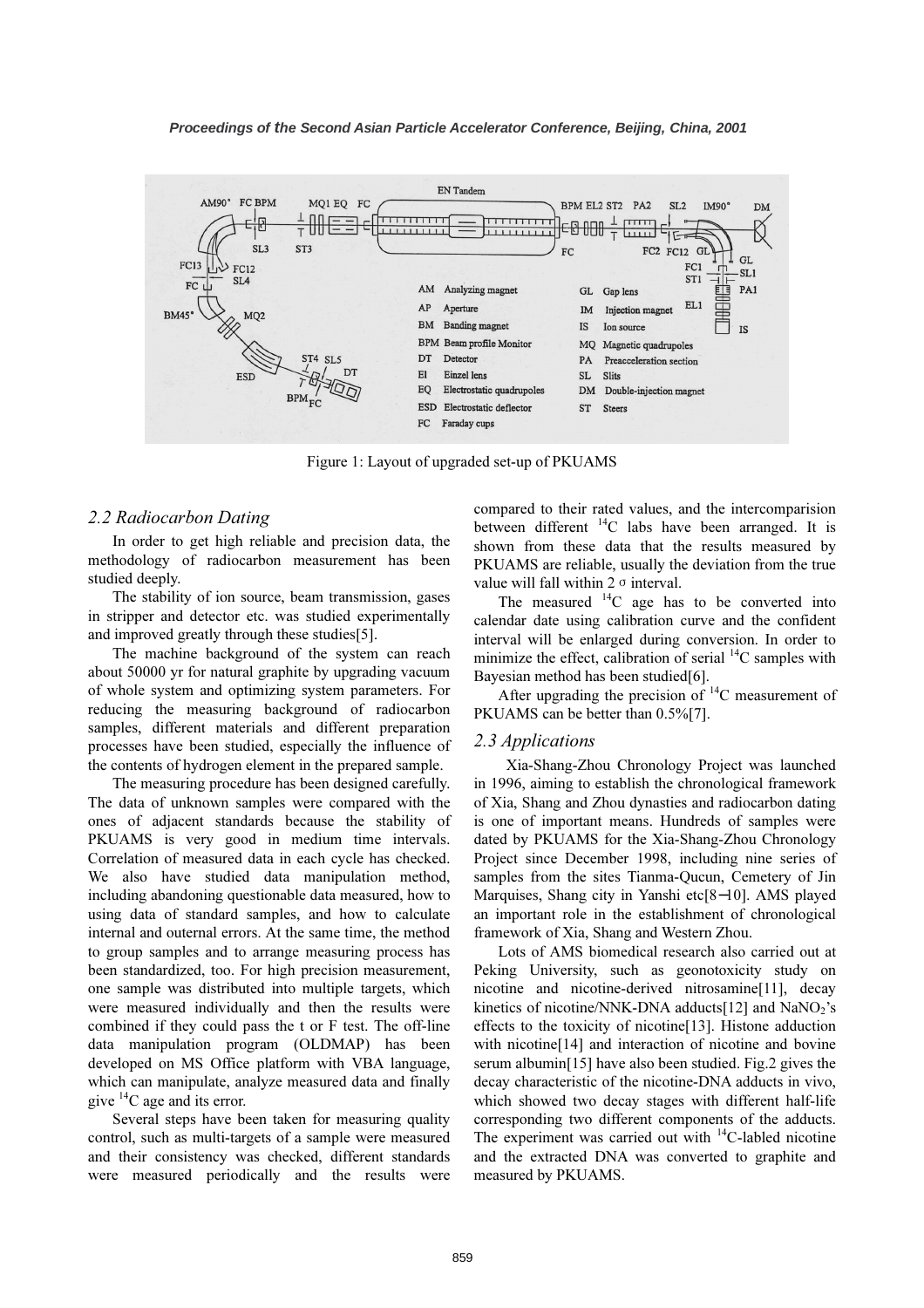Figure 1: Layout of upgraded set-up of PKUAMS

### *2.2 Radiocarbon Dating*

In order to get high reliable and precision data, the methodology of radiocarbon measurement has been studied deeply.

The stability of ion source, beam transmission, gases in stripper and detector etc. was studied experimentally and improved greatly through these studies[5].

The machine background of the system can reach about 50000 yr for natural graphite by upgrading vacuum of whole system and optimizing system parameters. For reducing the measuring background of radiocarbon samples, different materials and different preparation processes have been studied, especially the influence of the contents of hydrogen element in the prepared sample.

The measuring procedure has been designed carefully. The data of unknown samples were compared with the ones of adjacent standards because the stability of PKUAMS is very good in medium time intervals. Correlation of measured data in each cycle has checked. We also have studied data manipulation method, including abandoning questionable data measured, how to using data of standard samples, and how to calculate internal and outernal errors. At the same time, the method to group samples and to arrange measuring process has been standardized, too. For high precision measurement, one sample was distributed into multiple targets, which were measured individually and then the results were combined if they could pass the t or F test. The off-line data manipulation program (OLDMAP) has been developed on MS Office platform with VBA language, which can manipulate, analyze measured data and finally give $^{14}C$ age and its error.

Several steps have been taken for measuring quality control, such as multi-targets of a sample were measured and their consistency was checked, different standards were measured periodically and the results were compared to their rated values, and the intercomparision between different $^{14}C$ labs have been arranged. It is shown from these data that the results measured by PKUAMS are reliable, usually the deviation from the true value will fall within 2 $\sigma$ interval.

The measured $^{14}C$ age has to be converted into calendar date using calibration curve and the confident interval will be enlarged during conversion. In order to minimize the effect, calibration of serial $^{14}C$ samples with Bayesian method has been studied[6].

After upgrading the precision of $^{14}C$ measurement of PKUAMS can be better than 0.5%[7].

### *2.3 Applications*

Xia-Shang-Zhou Chronology Project was launched in 1996, aiming to establish the chronological framework of Xia, Shang and Zhou dynasties and radiocarbon dating is one of important means. Hundreds of samples were dated by PKUAMS for the Xia-Shang-Zhou Chronology Project since December 1998, including nine series of samples from the sites Tianma-Qucun, Cemetery of Jin Marquises, Shang city in Yanshi etc[8−10]. AMS played an important role in the establishment of chronological framework of Xia, Shang and Western Zhou.

Lots of AMS biomedical research also carried out at Peking University, such as geonotoxicity study on nicotine and nicotine-derived nitrosamine[11], decay kinetics of nicotine/NNK-DNA adducts[12] and $NaNO_2$'s effects to the toxicity of nicotine[13]. Histone adduction with nicotine[14] and interaction of nicotine and bovine serum albumin[15] have also been studied. Fig.2 gives the decay characteristic of the nicotine-DNA adducts in vivo, which showed two decay stages with different half-life corresponding two different components of the adducts. The experiment was carried out with $^{14}C$-labled nicotine and the extracted DNA was converted to graphite and measured by PKUAMS.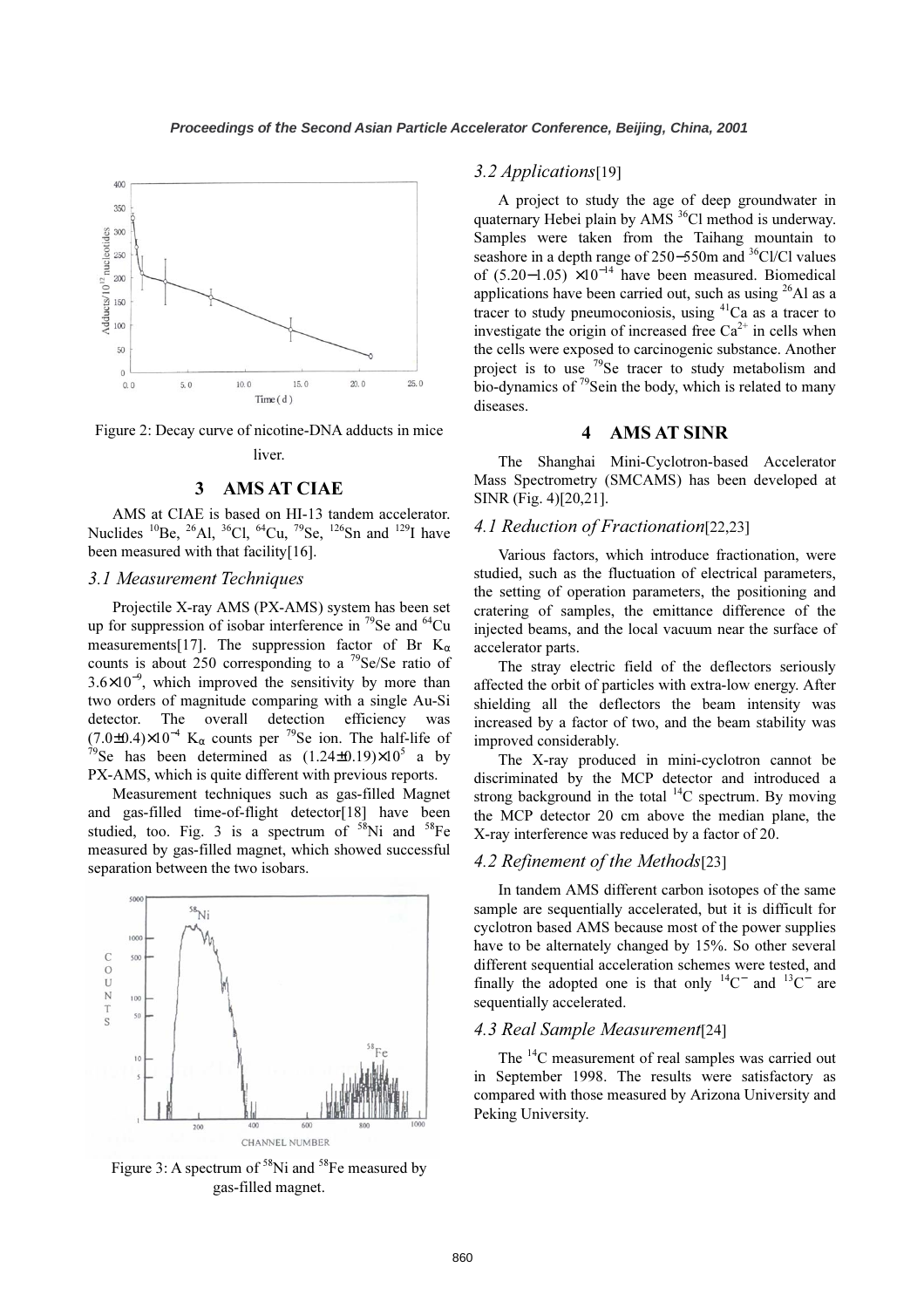Figure 2: Decay curve of nicotine-DNA adducts in mice liver.

## 3 AMS AT CIAE

AMS at CIAE is based on HI-13 tandem accelerator. Nuclides $^{10}Be$, $^{26}Al$, $^{36}Cl$, $^{64}Cu$, $^{79}Se$, $^{126}Sn$ and $^{129}I$ have been measured with that facility[16].

### *3.1 Measurement Techniques*

Projectile X-ray AMS (PX-AMS) system has been set up for suppression of isobar interference in $^{79}Se$ and $^{64}Cu$ measurements[17]. The suppression factor of Br $K_\alpha$ counts is about 250 corresponding to a $^{79}Se/Se$ ratio of $3.6\times10^{-9}$, which improved the sensitivity by more than two orders of magnitude comparing with a single Au-Si detector. The overall detection efficiency was $(7.0\pm0.4)\times10^{-4}$ $K_\alpha$ counts per $^{79}Se$ ion. The half-life of $^{79}Se$ has been determined as $(1.24\pm0.19)\times10^5$ a by PX-AMS, which is quite different with previous reports.

Measurement techniques such as gas-filled Magnet and gas-filled time-of-flight detector[18] have been studied, too. Fig. 3 is a spectrum of $^{58}Ni$ and $^{58}Fe$ measured by gas-filled magnet, which showed successful separation between the two isobars.

Figure 3: A spectrum of $^{58}Ni$ and $^{58}Fe$ measured by gas-filled magnet.

### *3.2 Applications*[19]

A project to study the age of deep groundwater in quaternary Hebei plain by AMS $^{36}Cl$ method is underway. Samples were taken from the Taihang mountain to seashore in a depth range of 250−550m and $^{36}Cl/Cl$ values of (5.20−1.05) $\times10^{-14}$ have been measured. Biomedical applications have been carried out, such as using $^{26}Al$ as a tracer to study pneumoconiosis, using $^{41}Ca$ as a tracer to investigate the origin of increased free $Ca^{2+}$ in cells when the cells were exposed to carcinogenic substance. Another project is to use $^{79}Se$ tracer to study metabolism and bio-dynamics of $^{79}Se$in the body, which is related to many diseases.

## 4 AMS AT SINR

The Shanghai Mini-Cyclotron-based Accelerator Mass Spectrometry (SMCAMS) has been developed at SINR (Fig. 4)[20,21].

### *4.1 Reduction of Fractionation*[22,23]

Various factors, which introduce fractionation, were studied, such as the fluctuation of electrical parameters, the setting of operation parameters, the positioning and cratering of samples, the emittance difference of the injected beams, and the local vacuum near the surface of accelerator parts.

The stray electric field of the deflectors seriously affected the orbit of particles with extra-low energy. After shielding all the deflectors the beam intensity was increased by a factor of two, and the beam stability was improved considerably.

The X-ray produced in mini-cyclotron cannot be discriminated by the MCP detector and introduced a strong background in the total $^{14}C$ spectrum. By moving the MCP detector 20 cm above the median plane, the X-ray interference was reduced by a factor of 20.

### *4.2 Refinement of the Methods*[23]

In tandem AMS different carbon isotopes of the same sample are sequentially accelerated, but it is difficult for cyclotron based AMS because most of the power supplies have to be alternately changed by 15%. So other several different sequential acceleration schemes were tested, and finally the adopted one is that only $^{14}C^-$ and $^{13}C^-$ are sequentially accelerated.

### *4.3 Real Sample Measurement*[24]

The $^{14}C$ measurement of real samples was carried out in September 1998. The results were satisfactory as compared with those measured by Arizona University and Peking University.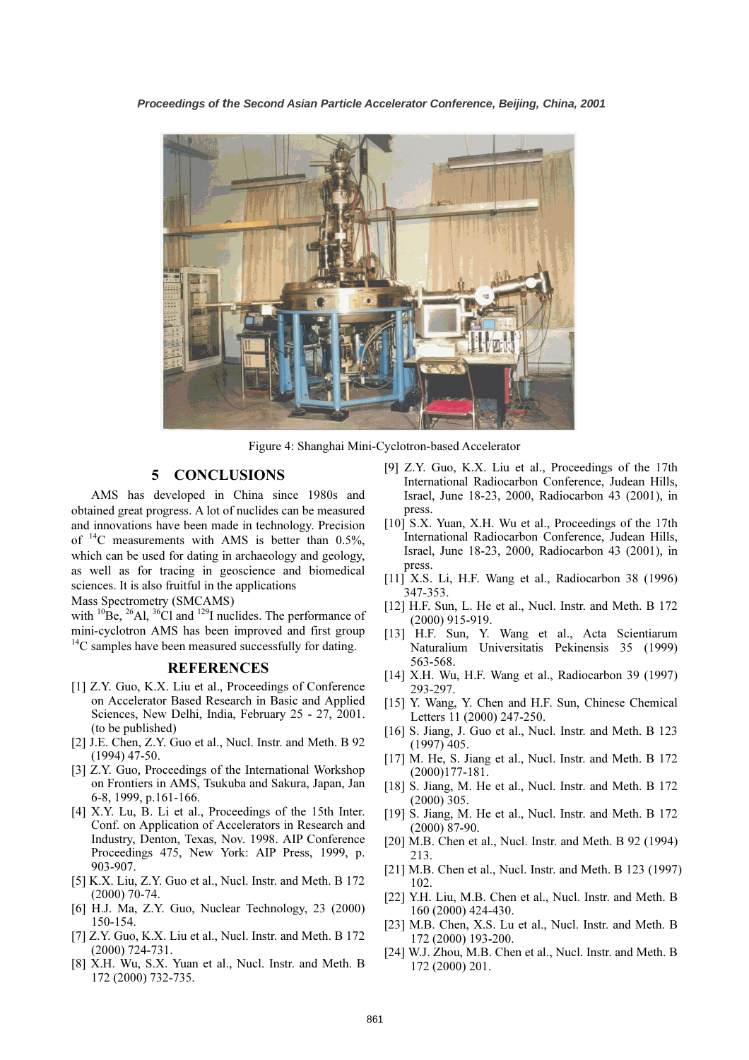Figure 4: Shanghai Mini-Cyclotron-based Accelerator

## 5 CONCLUSIONS

AMS has developed in China since 1980s and obtained great progress. A lot of nuclides can be measured and innovations have been made in technology. Precision of $^{14}C$ measurements with AMS is better than 0.5%, which can be used for dating in archaeology and geology, as well as for tracing in geoscience and biomedical sciences. It is also fruitful in the applications

Mass Spectrometry (SMCAMS)

with $^{10}Be$, $^{26}Al$, $^{36}Cl$ and $^{129}I$ nuclides. The performance of mini-cyclotron AMS has been improved and first group $^{14}C$ samples have been measured successfully for dating.

## REFERENCES

[1] Z.Y. Guo, K.X. Liu et al., Proceedings of Conference on Accelerator Based Research in Basic and Applied Sciences, New Delhi, India, February 25 - 27, 2001. (to be published)

[2] J.E. Chen, Z.Y. Guo et al., Nucl. Instr. and Meth. B 92 (1994) 47-50.

[3] Z.Y. Guo, Proceedings of the International Workshop on Frontiers in AMS, Tsukuba and Sakura, Japan, Jan 6-8, 1999, p.161-166.

[4] X.Y. Lu, B. Li et al., Proceedings of the 15th Inter. Conf. on Application of Accelerators in Research and Industry, Denton, Texas, Nov. 1998. AIP Conference Proceedings 475, New York: AIP Press, 1999, p. 903-907.

[5] K.X. Liu, Z.Y. Guo et al., Nucl. Instr. and Meth. B 172 (2000) 70-74.

[6] H.J. Ma, Z.Y. Guo, Nuclear Technology, 23 (2000) 150-154.

[7] Z.Y. Guo, K.X. Liu et al., Nucl. Instr. and Meth. B 172 (2000) 724-731.

[8] X.H. Wu, S.X. Yuan et al., Nucl. Instr. and Meth. B 172 (2000) 732-735.

[9] Z.Y. Guo, K.X. Liu et al., Proceedings of the 17th International Radiocarbon Conference, Judean Hills, Israel, June 18-23, 2000, Radiocarbon 43 (2001), in press.

[10] S.X. Yuan, X.H. Wu et al., Proceedings of the 17th International Radiocarbon Conference, Judean Hills, Israel, June 18-23, 2000, Radiocarbon 43 (2001), in press.

[11] X.S. Li, H.F. Wang et al., Radiocarbon 38 (1996) 347-353.

[12] H.F. Sun, L. He et al., Nucl. Instr. and Meth. B 172 (2000) 915-919.

[13] H.F. Sun, Y. Wang et al., Acta Scientiarum Naturalium Universitatis Pekinensis 35 (1999) 563-568.

[14] X.H. Wu, H.F. Wang et al., Radiocarbon 39 (1997) 293-297.

[15] Y. Wang, Y. Chen and H.F. Sun, Chinese Chemical Letters 11 (2000) 247-250.

[16] S. Jiang, J. Guo et al., Nucl. Instr. and Meth. B 123 (1997) 405.

[17] M. He, S. Jiang et al., Nucl. Instr. and Meth. B 172 (2000)177-181.

[18] S. Jiang, M. He et al., Nucl. Instr. and Meth. B 172 (2000) 305.

[19] S. Jiang, M. He et al., Nucl. Instr. and Meth. B 172 (2000) 87-90.

[20] M.B. Chen et al., Nucl. Instr. and Meth. B 92 (1994) 213.

[21] M.B. Chen et al., Nucl. Instr. and Meth. B 123 (1997) 102.

[22] Y.H. Liu, M.B. Chen et al., Nucl. Instr. and Meth. B 160 (2000) 424-430.

[23] M.B. Chen, X.S. Lu et al., Nucl. Instr. and Meth. B 172 (2000) 193-200.

[24] W.J. Zhou, M.B. Chen et al., Nucl. Instr. and Meth. B 172 (2000) 201.